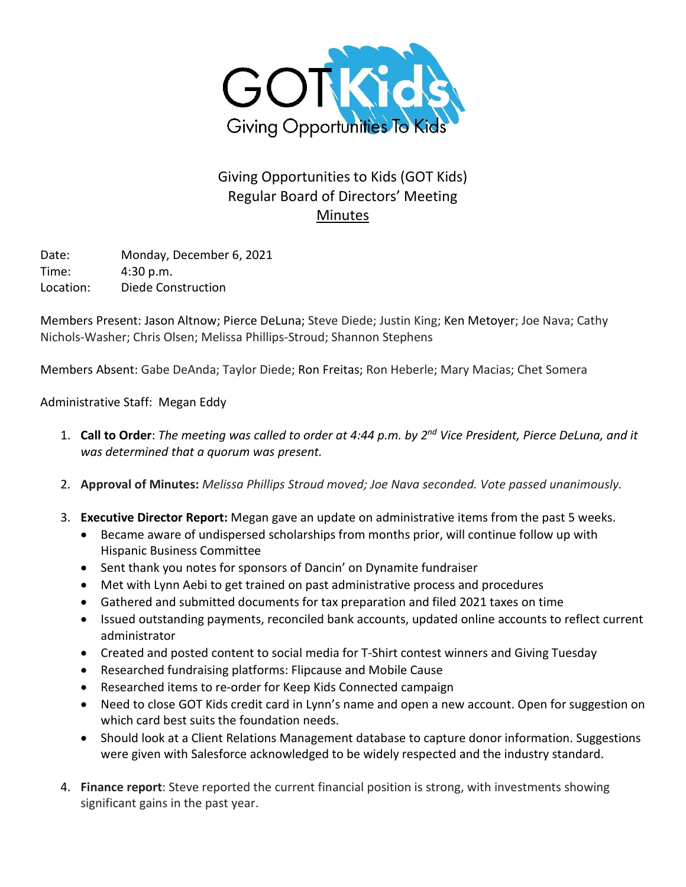# Giving Opportunities to Kids (GOT Kids)
## Regular Board of Directors' Meeting
## Minutes

Date: Monday, December 6, 2021
Time: 4:30 p.m.
Location: Diede Construction

Members Present: Jason Altnow; Pierce DeLuna; Steve Diede; Justin King; Ken Metoyer; Joe Nava; Cathy Nichols-Washer; Chris Olsen; Melissa Phillips-Stroud; Shannon Stephens

Members Absent: Gabe DeAnda; Taylor Diede; Ron Freitas; Ron Heberle; Mary Macias; Chet Somera

Administrative Staff: Megan Eddy

1. **Call to Order**: *The meeting was called to order at 4:44 p.m. by 2nd Vice President, Pierce DeLuna, and it was determined that a quorum was present.*

2. **Approval of Minutes:** *Melissa Phillips Stroud moved; Joe Nava seconded. Vote passed unanimously.*

3. **Executive Director Report:** Megan gave an update on administrative items from the past 5 weeks.
   - Became aware of undispersed scholarships from months prior, will continue follow up with Hispanic Business Committee
   - Sent thank you notes for sponsors of Dancin' on Dynamite fundraiser
   - Met with Lynn Aebi to get trained on past administrative process and procedures
   - Gathered and submitted documents for tax preparation and filed 2021 taxes on time
   - Issued outstanding payments, reconciled bank accounts, updated online accounts to reflect current administrator
   - Created and posted content to social media for T-Shirt contest winners and Giving Tuesday
   - Researched fundraising platforms: Flipcause and Mobile Cause
   - Researched items to re-order for Keep Kids Connected campaign
   - Need to close GOT Kids credit card in Lynn's name and open a new account. Open for suggestion on which card best suits the foundation needs.
   - Should look at a Client Relations Management database to capture donor information. Suggestions were given with Salesforce acknowledged to be widely respected and the industry standard.

4. **Finance report**: Steve reported the current financial position is strong, with investments showing significant gains in the past year.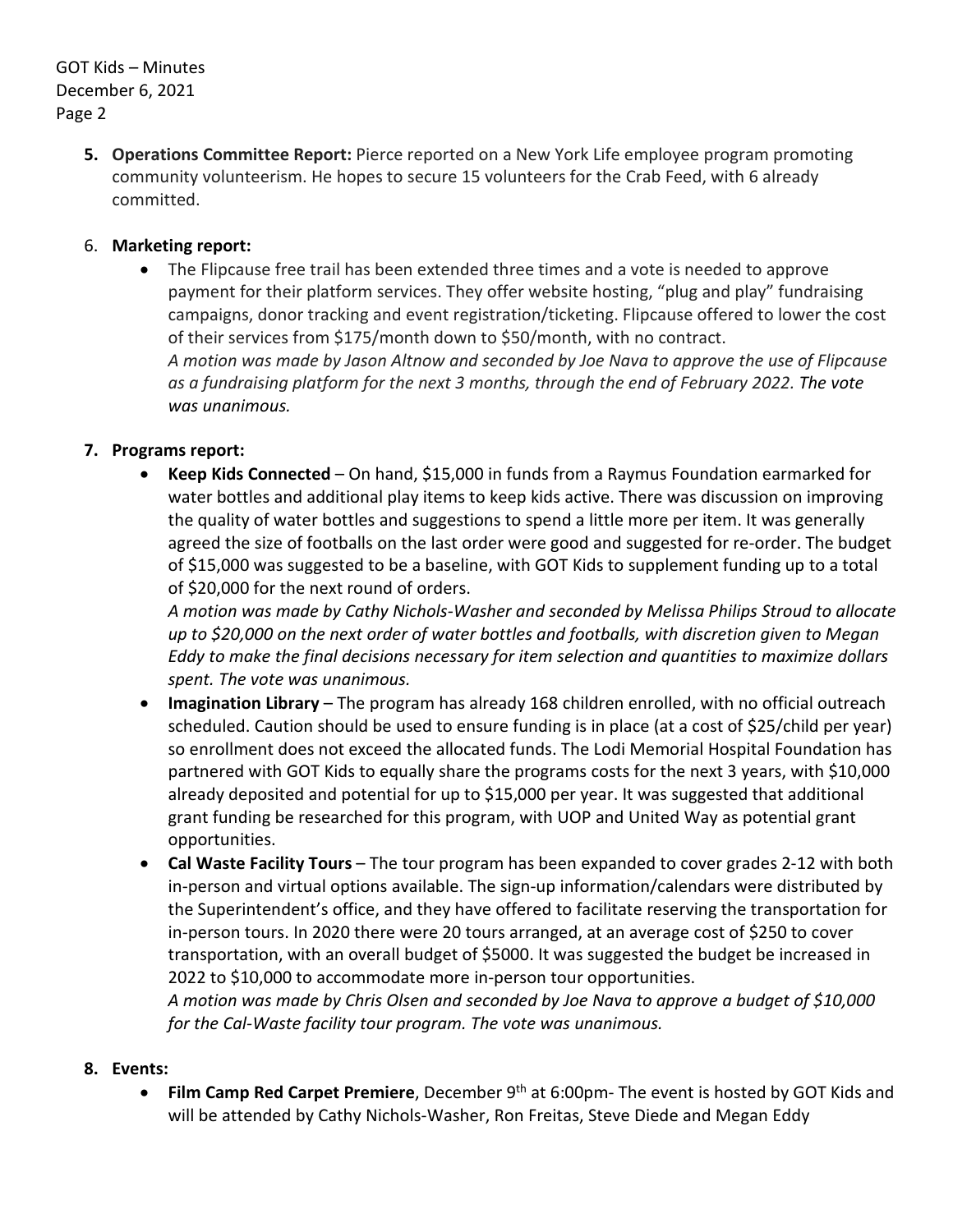5. **Operations Committee Report:** Pierce reported on a New York Life employee program promoting community volunteerism. He hopes to secure 15 volunteers for the Crab Feed, with 6 already committed.

6. **Marketing report:**
   - The Flipcause free trail has been extended three times and a vote is needed to approve payment for their platform services. They offer website hosting, "plug and play" fundraising campaigns, donor tracking and event registration/ticketing. Flipcause offered to lower the cost of their services from $175/month down to $50/month, with no contract.
     *A motion was made by Jason Altnow and seconded by Joe Nava to approve the use of Flipcause as a fundraising platform for the next 3 months, through the end of February 2022. The vote was unanimous.*

7. **Programs report:**
   - **Keep Kids Connected** – On hand, $15,000 in funds from a Raymus Foundation earmarked for water bottles and additional play items to keep kids active. There was discussion on improving the quality of water bottles and suggestions to spend a little more per item. It was generally agreed the size of footballs on the last order were good and suggested for re-order. The budget of $15,000 was suggested to be a baseline, with GOT Kids to supplement funding up to a total of $20,000 for the next round of orders.
     *A motion was made by Cathy Nichols-Washer and seconded by Melissa Philips Stroud to allocate up to $20,000 on the next order of water bottles and footballs, with discretion given to Megan Eddy to make the final decisions necessary for item selection and quantities to maximize dollars spent. The vote was unanimous.*
   - **Imagination Library** – The program has already 168 children enrolled, with no official outreach scheduled. Caution should be used to ensure funding is in place (at a cost of $25/child per year) so enrollment does not exceed the allocated funds. The Lodi Memorial Hospital Foundation has partnered with GOT Kids to equally share the programs costs for the next 3 years, with $10,000 already deposited and potential for up to $15,000 per year. It was suggested that additional grant funding be researched for this program, with UOP and United Way as potential grant opportunities.
   - **Cal Waste Facility Tours** – The tour program has been expanded to cover grades 2-12 with both in-person and virtual options available. The sign-up information/calendars were distributed by the Superintendent's office, and they have offered to facilitate reserving the transportation for in-person tours. In 2020 there were 20 tours arranged, at an average cost of $250 to cover transportation, with an overall budget of $5000. It was suggested the budget be increased in 2022 to $10,000 to accommodate more in-person tour opportunities.
     *A motion was made by Chris Olsen and seconded by Joe Nava to approve a budget of $10,000 for the Cal-Waste facility tour program. The vote was unanimous.*

8. **Events:**
   - **Film Camp Red Carpet Premiere**, December 9th at 6:00pm- The event is hosted by GOT Kids and will be attended by Cathy Nichols-Washer, Ron Freitas, Steve Diede and Megan Eddy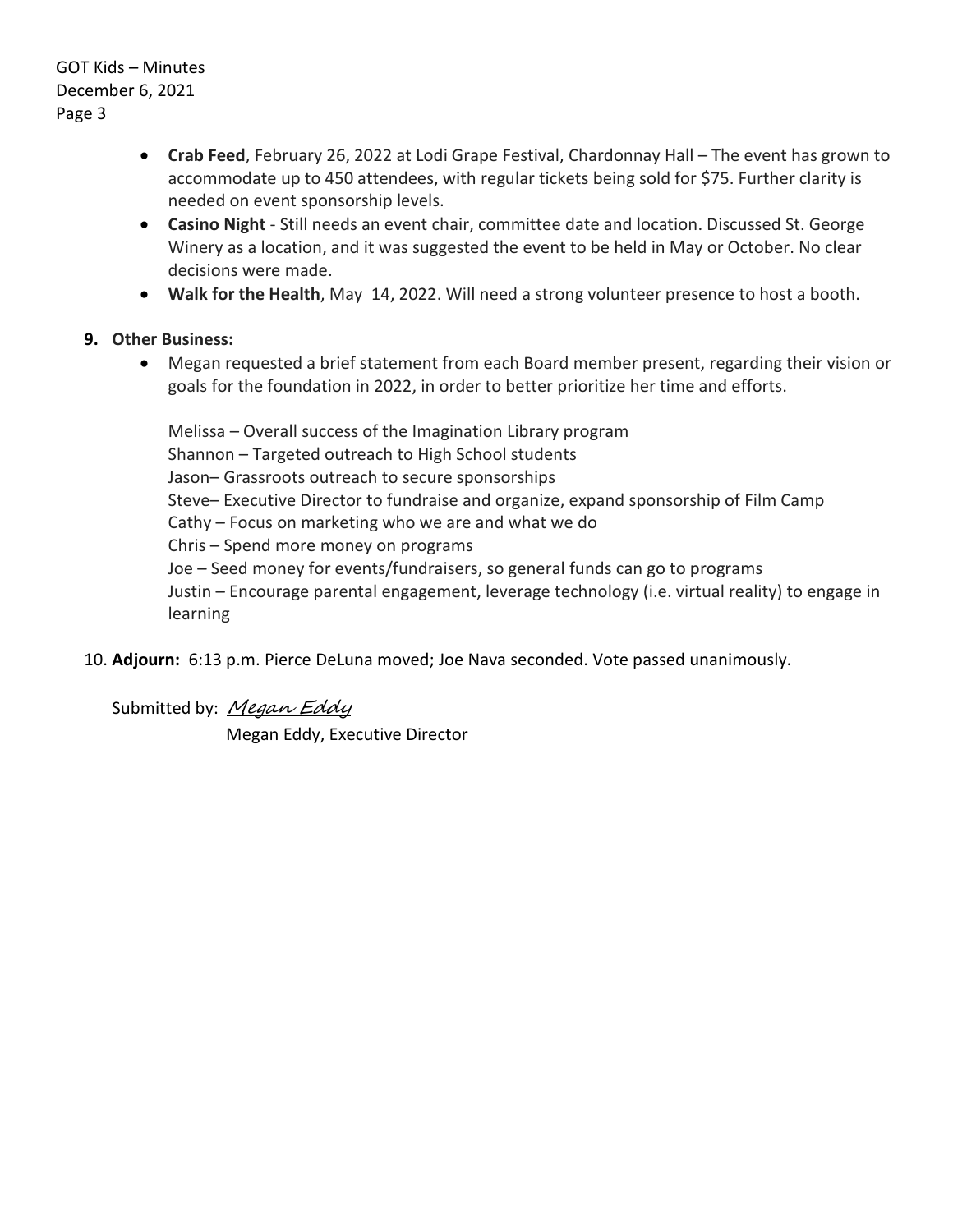- **Crab Feed**, February 26, 2022 at Lodi Grape Festival, Chardonnay Hall – The event has grown to accommodate up to 450 attendees, with regular tickets being sold for $75. Further clarity is needed on event sponsorship levels.
- **Casino Night** - Still needs an event chair, committee date and location. Discussed St. George Winery as a location, and it was suggested the event to be held in May or October. No clear decisions were made.
- **Walk for the Health**, May 14, 2022. Will need a strong volunteer presence to host a booth.

**9. Other Business:**

- Megan requested a brief statement from each Board member present, regarding their vision or goals for the foundation in 2022, in order to better prioritize her time and efforts.

  Melissa – Overall success of the Imagination Library program
  Shannon – Targeted outreach to High School students
  Jason– Grassroots outreach to secure sponsorships
  Steve– Executive Director to fundraise and organize, expand sponsorship of Film Camp
  Cathy – Focus on marketing who we are and what we do
  Chris – Spend more money on programs
  Joe – Seed money for events/fundraisers, so general funds can go to programs
  Justin – Encourage parental engagement, leverage technology (i.e. virtual reality) to engage in learning

10. **Adjourn:** 6:13 p.m. Pierce DeLuna moved; Joe Nava seconded. Vote passed unanimously.

Submitted by: *Megan Eddy*
Megan Eddy, Executive Director